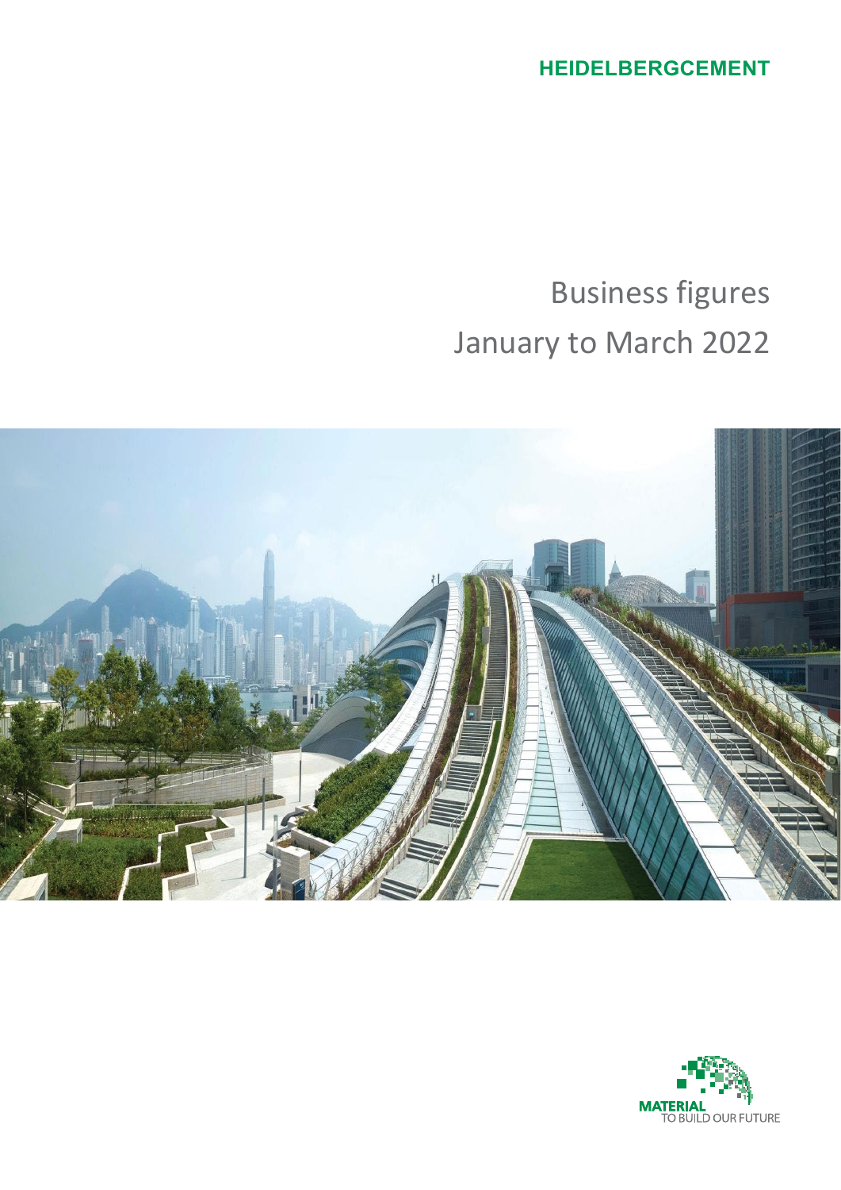HEIDELBERGCEMENT

# Business figures
# January to March 2022

MATERIAL TO BUILD OUR FUTURE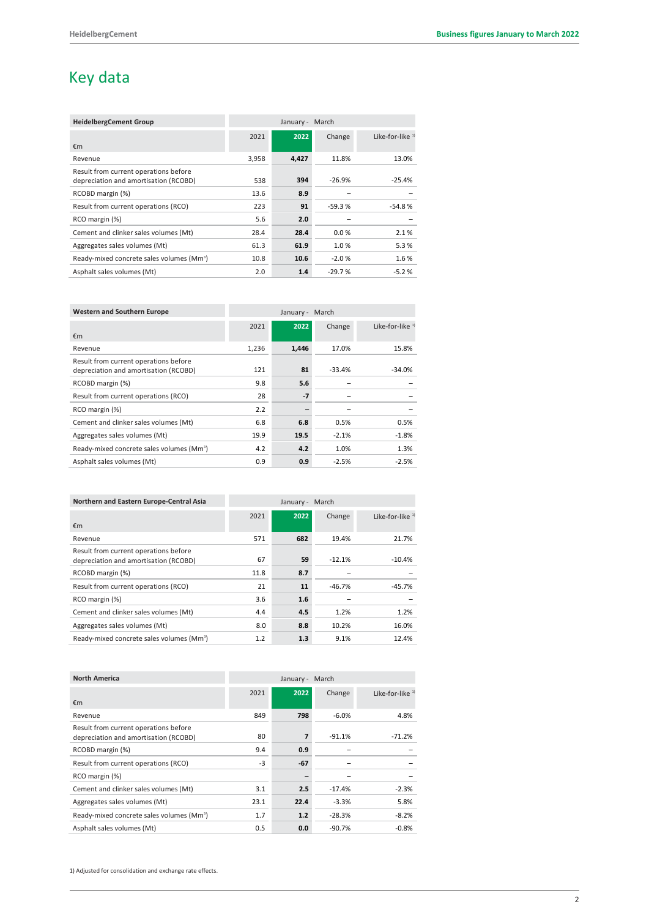# Key data

| HeidelbergCement Group | January - March | | | |
|---|---|---|---|---|
| €m | 2021 | 2022 | Change | Like-for-like [1] |
| Revenue | 3,958 | **4,427** | 11.8% | 13.0% |
| Result from current operations before depreciation and amortisation (RCOBD) | 538 | **394** | -26.9% | -25.4% |
| RCOBD margin (%) | 13.6 | **8.9** | – | – |
| Result from current operations (RCO) | 223 | **91** | -59.3 % | -54.8 % |
| RCO margin (%) | 5.6 | **2.0** | – | – |
| Cement and clinker sales volumes (Mt) | 28.4 | **28.4** | 0.0 % | 2.1 % |
| Aggregates sales volumes (Mt) | 61.3 | **61.9** | 1.0 % | 5.3 % |
| Ready-mixed concrete sales volumes ($Mm^3$) | 10.8 | **10.6** | -2.0 % | 1.6 % |
| Asphalt sales volumes (Mt) | 2.0 | **1.4** | -29.7 % | -5.2 % |

| Western and Southern Europe | January - March | | | |
|---|---|---|---|---|
| €m | 2021 | 2022 | Change | Like-for-like [1] |
| Revenue | 1,236 | **1,446** | 17.0% | 15.8% |
| Result from current operations before depreciation and amortisation (RCOBD) | 121 | **81** | -33.4% | -34.0% |
| RCOBD margin (%) | 9.8 | **5.6** | – | – |
| Result from current operations (RCO) | 28 | **-7** | – | – |
| RCO margin (%) | 2.2 | **–** | – | – |
| Cement and clinker sales volumes (Mt) | 6.8 | **6.8** | 0.5% | 0.5% |
| Aggregates sales volumes (Mt) | 19.9 | **19.5** | -2.1% | -1.8% |
| Ready-mixed concrete sales volumes ($Mm^3$) | 4.2 | **4.2** | 1.0% | 1.3% |
| Asphalt sales volumes (Mt) | 0.9 | **0.9** | -2.5% | -2.5% |

| Northern and Eastern Europe-Central Asia | January - March | | | |
|---|---|---|---|---|
| €m | 2021 | 2022 | Change | Like-for-like [1] |
| Revenue | 571 | **682** | 19.4% | 21.7% |
| Result from current operations before depreciation and amortisation (RCOBD) | 67 | **59** | -12.1% | -10.4% |
| RCOBD margin (%) | 11.8 | **8.7** | – | – |
| Result from current operations (RCO) | 21 | **11** | -46.7% | -45.7% |
| RCO margin (%) | 3.6 | **1.6** | – | – |
| Cement and clinker sales volumes (Mt) | 4.4 | **4.5** | 1.2% | 1.2% |
| Aggregates sales volumes (Mt) | 8.0 | **8.8** | 10.2% | 16.0% |
| Ready-mixed concrete sales volumes ($Mm^3$) | 1.2 | **1.3** | 9.1% | 12.4% |

| North America | January - March | | | |
|---|---|---|---|---|
| €m | 2021 | 2022 | Change | Like-for-like [1] |
| Revenue | 849 | **798** | -6.0% | 4.8% |
| Result from current operations before depreciation and amortisation (RCOBD) | 80 | **7** | -91.1% | -71.2% |
| RCOBD margin (%) | 9.4 | **0.9** | – | – |
| Result from current operations (RCO) | -3 | **-67** | – | – |
| RCO margin (%) | | **–** | – | – |
| Cement and clinker sales volumes (Mt) | 3.1 | **2.5** | -17.4% | -2.3% |
| Aggregates sales volumes (Mt) | 23.1 | **22.4** | -3.3% | 5.8% |
| Ready-mixed concrete sales volumes ($Mm^3$) | 1.7 | **1.2** | -28.3% | -8.2% |
| Asphalt sales volumes (Mt) | 0.5 | **0.0** | -90.7% | -0.8% |

1) Adjusted for consolidation and exchange rate effects.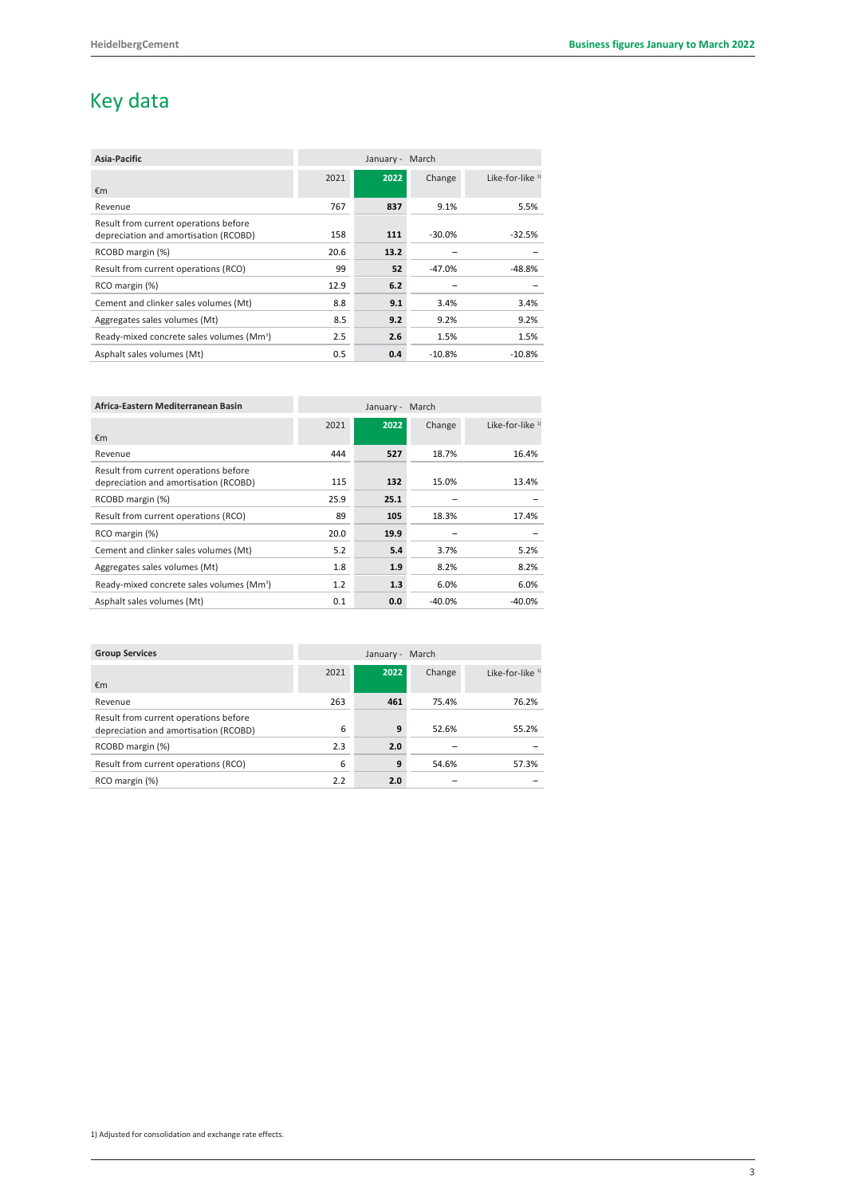# Key data

| Asia-Pacific | January - March | | | |
|---|---|---|---|---|
| €m | 2021 | 2022 | Change | Like-for-like [1] |
| Revenue | 767 | **837** | 9.1% | 5.5% |
| Result from current operations before depreciation and amortisation (RCOBD) | 158 | **111** | -30.0% | -32.5% |
| RCOBD margin (%) | 20.6 | **13.2** | – | – |
| Result from current operations (RCO) | 99 | **52** | -47.0% | -48.8% |
| RCO margin (%) | 12.9 | **6.2** | – | – |
| Cement and clinker sales volumes (Mt) | 8.8 | **9.1** | 3.4% | 3.4% |
| Aggregates sales volumes (Mt) | 8.5 | **9.2** | 9.2% | 9.2% |
| Ready-mixed concrete sales volumes ($Mm^3$) | 2.5 | **2.6** | 1.5% | 1.5% |
| Asphalt sales volumes (Mt) | 0.5 | **0.4** | -10.8% | -10.8% |

| Africa-Eastern Mediterranean Basin | January - March | | | |
|---|---|---|---|---|
| €m | 2021 | 2022 | Change | Like-for-like [1] |
| Revenue | 444 | **527** | 18.7% | 16.4% |
| Result from current operations before depreciation and amortisation (RCOBD) | 115 | **132** | 15.0% | 13.4% |
| RCOBD margin (%) | 25.9 | **25.1** | – | – |
| Result from current operations (RCO) | 89 | **105** | 18.3% | 17.4% |
| RCO margin (%) | 20.0 | **19.9** | – | – |
| Cement and clinker sales volumes (Mt) | 5.2 | **5.4** | 3.7% | 5.2% |
| Aggregates sales volumes (Mt) | 1.8 | **1.9** | 8.2% | 8.2% |
| Ready-mixed concrete sales volumes ($Mm^3$) | 1.2 | **1.3** | 6.0% | 6.0% |
| Asphalt sales volumes (Mt) | 0.1 | **0.0** | -40.0% | -40.0% |

| Group Services | January - March | | | |
|---|---|---|---|---|
| €m | 2021 | 2022 | Change | Like-for-like [1] |
| Revenue | 263 | **461** | 75.4% | 76.2% |
| Result from current operations before depreciation and amortisation (RCOBD) | 6 | **9** | 52.6% | 55.2% |
| RCOBD margin (%) | 2.3 | **2.0** | – | – |
| Result from current operations (RCO) | 6 | **9** | 54.6% | 57.3% |
| RCO margin (%) | 2.2 | **2.0** | – | – |

1) Adjusted for consolidation and exchange rate effects.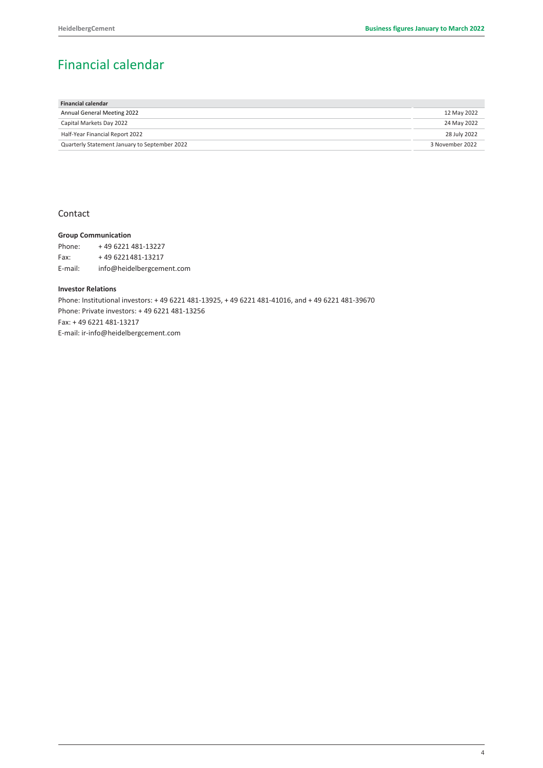# Financial calendar

| Financial calendar | |
|---|---|
| Annual General Meeting 2022 | 12 May 2022 |
| Capital Markets Day 2022 | 24 May 2022 |
| Half-Year Financial Report 2022 | 28 July 2022 |
| Quarterly Statement January to September 2022 | 3 November 2022 |

## Contact

**Group Communication**

Phone: + 49 6221 481-13227
Fax: + 49 6221481-13217
E-mail: info@heidelbergcement.com

**Investor Relations**

Phone: Institutional investors: + 49 6221 481-13925, + 49 6221 481-41016, and + 49 6221 481-39670
Phone: Private investors: + 49 6221 481-13256
Fax: + 49 6221 481-13217
E-mail: ir-info@heidelbergcement.com